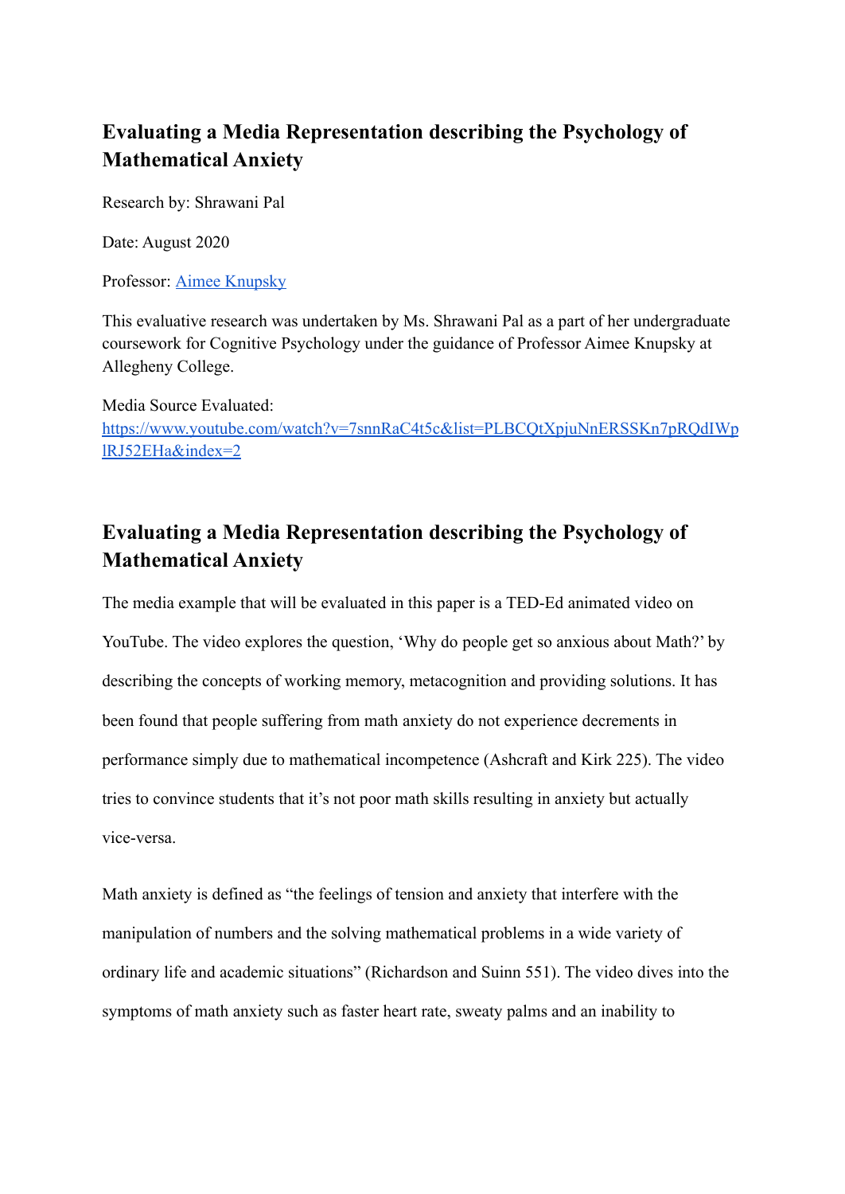## Evaluating a Media Representation describing the Psychology of Mathematical Anxiety

Research by: Shrawani Pal

Date: August 2020

Professor: [Aimee Knupsky]()

This evaluative research was undertaken by Ms. Shrawani Pal as a part of her undergraduate coursework for Cognitive Psychology under the guidance of Professor Aimee Knupsky at Allegheny College.

Media Source Evaluated: [https://www.youtube.com/watch?v=7snnRaC4t5c&list=PLBCQtXpjuNnERSSKn7pRQdIWplRJ52EHa&index=2](https://www.youtube.com/watch?v=7snnRaC4t5c&list=PLBCQtXpjuNnERSSKn7pRQdIWplRJ52EHa&index=2)

## Evaluating a Media Representation describing the Psychology of Mathematical Anxiety

The media example that will be evaluated in this paper is a TED-Ed animated video on YouTube. The video explores the question, 'Why do people get so anxious about Math?' by describing the concepts of working memory, metacognition and providing solutions. It has been found that people suffering from math anxiety do not experience decrements in performance simply due to mathematical incompetence (Ashcraft and Kirk 225). The video tries to convince students that it's not poor math skills resulting in anxiety but actually vice-versa.

Math anxiety is defined as "the feelings of tension and anxiety that interfere with the manipulation of numbers and the solving mathematical problems in a wide variety of ordinary life and academic situations" (Richardson and Suinn 551). The video dives into the symptoms of math anxiety such as faster heart rate, sweaty palms and an inability to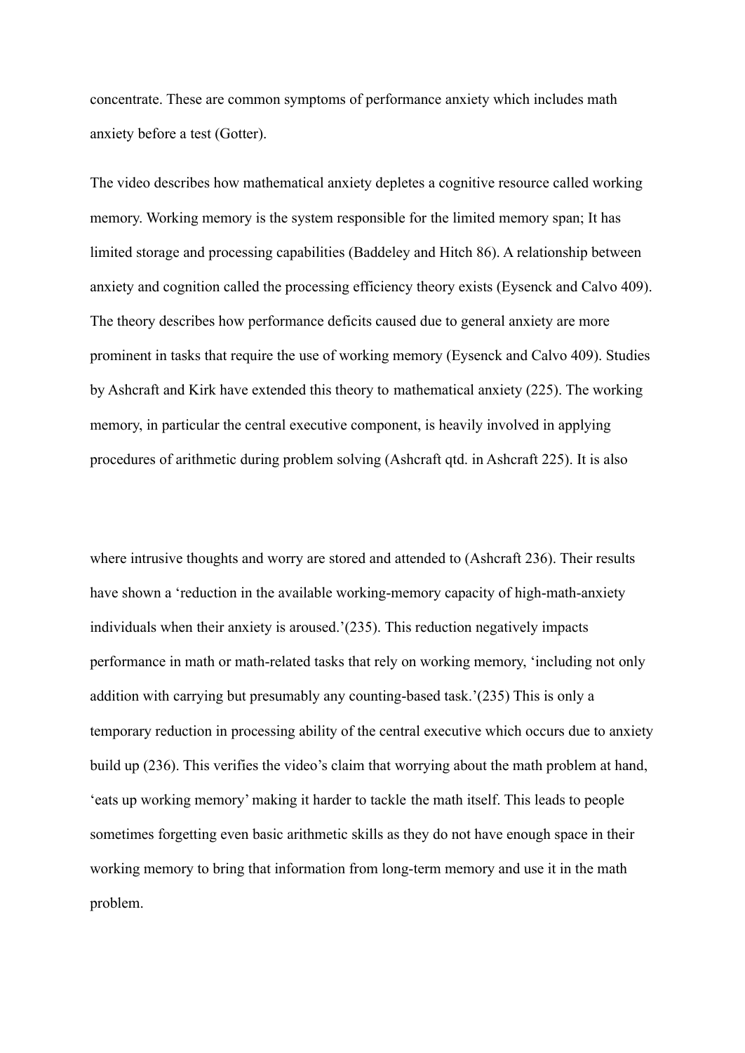concentrate. These are common symptoms of performance anxiety which includes math anxiety before a test (Gotter).

The video describes how mathematical anxiety depletes a cognitive resource called working memory. Working memory is the system responsible for the limited memory span; It has limited storage and processing capabilities (Baddeley and Hitch 86). A relationship between anxiety and cognition called the processing efficiency theory exists (Eysenck and Calvo 409). The theory describes how performance deficits caused due to general anxiety are more prominent in tasks that require the use of working memory (Eysenck and Calvo 409). Studies by Ashcraft and Kirk have extended this theory to mathematical anxiety (225). The working memory, in particular the central executive component, is heavily involved in applying procedures of arithmetic during problem solving (Ashcraft qtd. in Ashcraft 225). It is also where intrusive thoughts and worry are stored and attended to (Ashcraft 236). Their results have shown a 'reduction in the available working-memory capacity of high-math-anxiety individuals when their anxiety is aroused.'(235). This reduction negatively impacts performance in math or math-related tasks that rely on working memory, 'including not only addition with carrying but presumably any counting-based task.'(235) This is only a temporary reduction in processing ability of the central executive which occurs due to anxiety build up (236). This verifies the video's claim that worrying about the math problem at hand, 'eats up working memory' making it harder to tackle the math itself. This leads to people sometimes forgetting even basic arithmetic skills as they do not have enough space in their working memory to bring that information from long-term memory and use it in the math problem.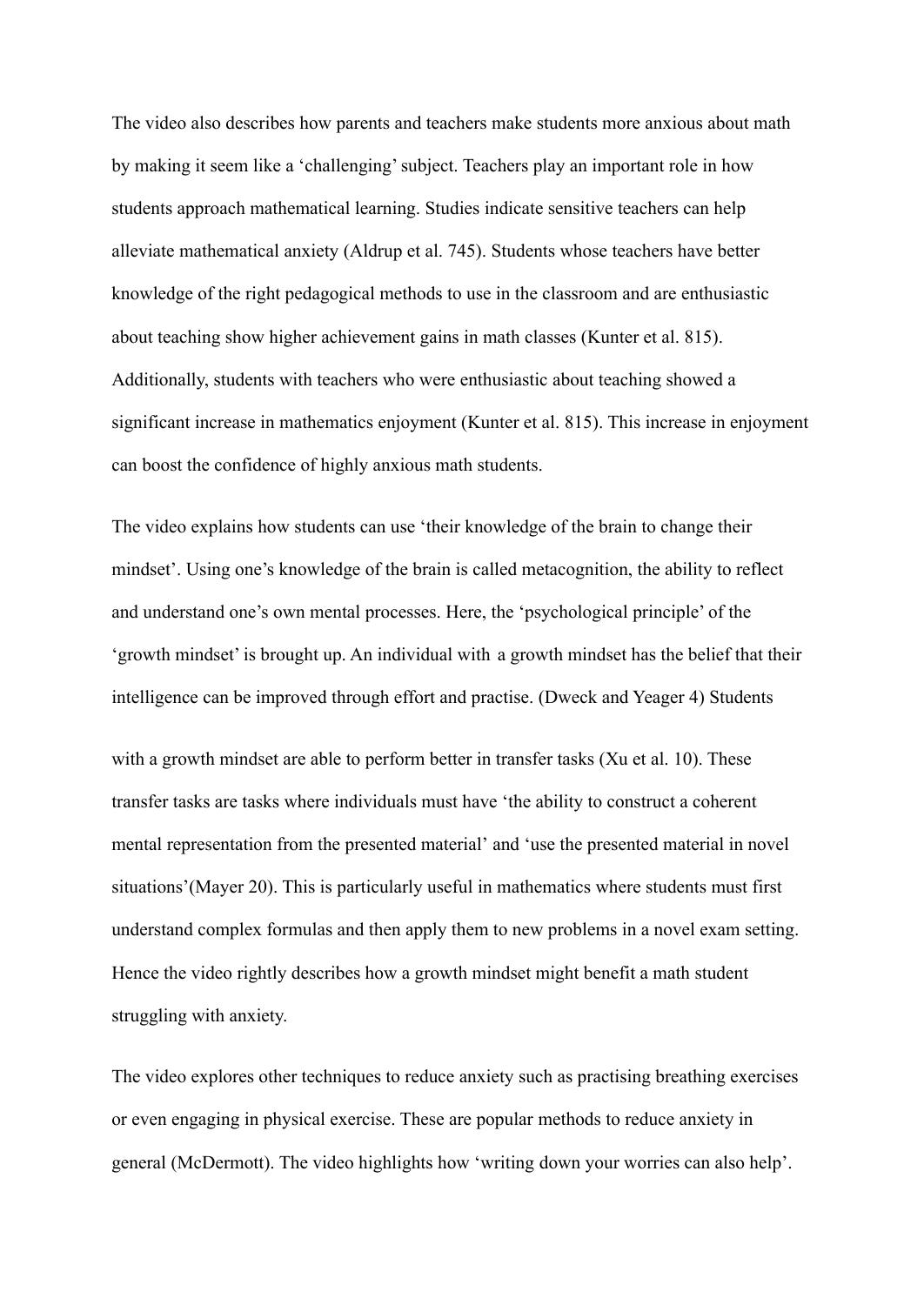The video also describes how parents and teachers make students more anxious about math by making it seem like a 'challenging' subject. Teachers play an important role in how students approach mathematical learning. Studies indicate sensitive teachers can help alleviate mathematical anxiety (Aldrup et al. 745). Students whose teachers have better knowledge of the right pedagogical methods to use in the classroom and are enthusiastic about teaching show higher achievement gains in math classes (Kunter et al. 815). Additionally, students with teachers who were enthusiastic about teaching showed a significant increase in mathematics enjoyment (Kunter et al. 815). This increase in enjoyment can boost the confidence of highly anxious math students.

The video explains how students can use 'their knowledge of the brain to change their mindset'. Using one's knowledge of the brain is called metacognition, the ability to reflect and understand one's own mental processes. Here, the 'psychological principle' of the 'growth mindset' is brought up. An individual with a growth mindset has the belief that their intelligence can be improved through effort and practise. (Dweck and Yeager 4) Students with a growth mindset are able to perform better in transfer tasks (Xu et al. 10). These transfer tasks are tasks where individuals must have 'the ability to construct a coherent mental representation from the presented material' and 'use the presented material in novel situations'(Mayer 20). This is particularly useful in mathematics where students must first understand complex formulas and then apply them to new problems in a novel exam setting. Hence the video rightly describes how a growth mindset might benefit a math student struggling with anxiety.

The video explores other techniques to reduce anxiety such as practising breathing exercises or even engaging in physical exercise. These are popular methods to reduce anxiety in general (McDermott). The video highlights how 'writing down your worries can also help'.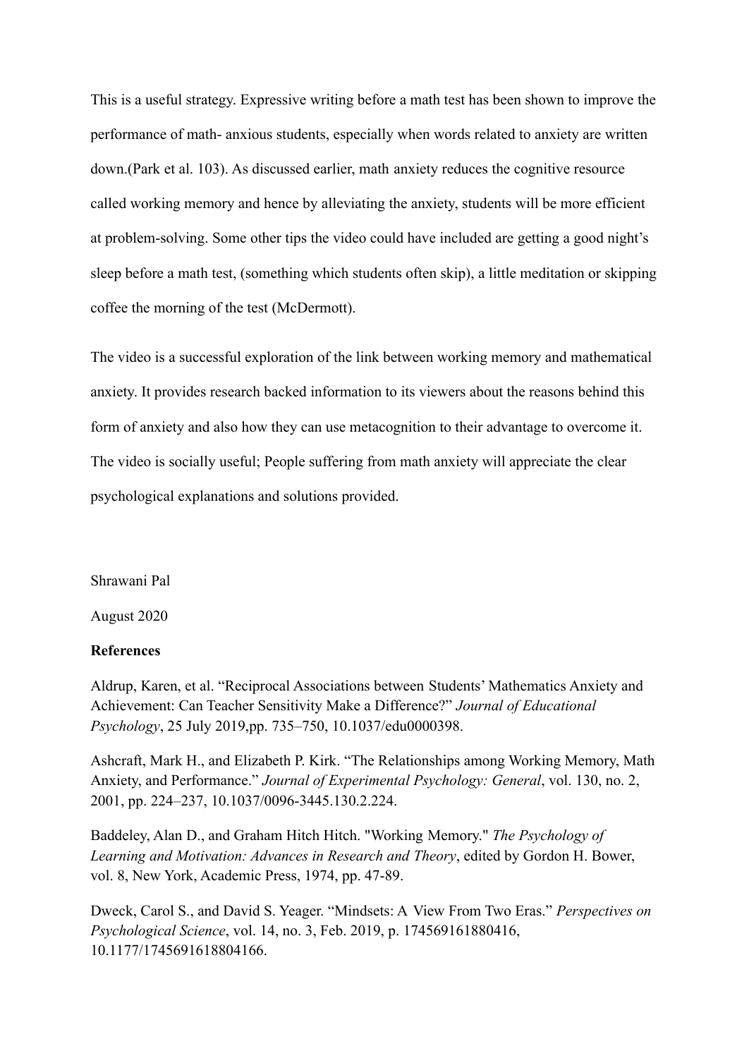This is a useful strategy. Expressive writing before a math test has been shown to improve the performance of math- anxious students, especially when words related to anxiety are written down.(Park et al. 103). As discussed earlier, math anxiety reduces the cognitive resource called working memory and hence by alleviating the anxiety, students will be more efficient at problem-solving. Some other tips the video could have included are getting a good night's sleep before a math test, (something which students often skip), a little meditation or skipping coffee the morning of the test (McDermott).

The video is a successful exploration of the link between working memory and mathematical anxiety. It provides research backed information to its viewers about the reasons behind this form of anxiety and also how they can use metacognition to their advantage to overcome it. The video is socially useful; People suffering from math anxiety will appreciate the clear psychological explanations and solutions provided.

Shrawani Pal

August 2020

**References**

Aldrup, Karen, et al. "Reciprocal Associations between Students' Mathematics Anxiety and Achievement: Can Teacher Sensitivity Make a Difference?" *Journal of Educational Psychology*, 25 July 2019,pp. 735–750, 10.1037/edu0000398.

Ashcraft, Mark H., and Elizabeth P. Kirk. "The Relationships among Working Memory, Math Anxiety, and Performance." *Journal of Experimental Psychology: General*, vol. 130, no. 2, 2001, pp. 224–237, 10.1037/0096-3445.130.2.224.

Baddeley, Alan D., and Graham Hitch Hitch. "Working Memory." *The Psychology of Learning and Motivation: Advances in Research and Theory*, edited by Gordon H. Bower, vol. 8, New York, Academic Press, 1974, pp. 47-89.

Dweck, Carol S., and David S. Yeager. "Mindsets: A View From Two Eras." *Perspectives on Psychological Science*, vol. 14, no. 3, Feb. 2019, p. 174569161880416, 10.1177/1745691618804166.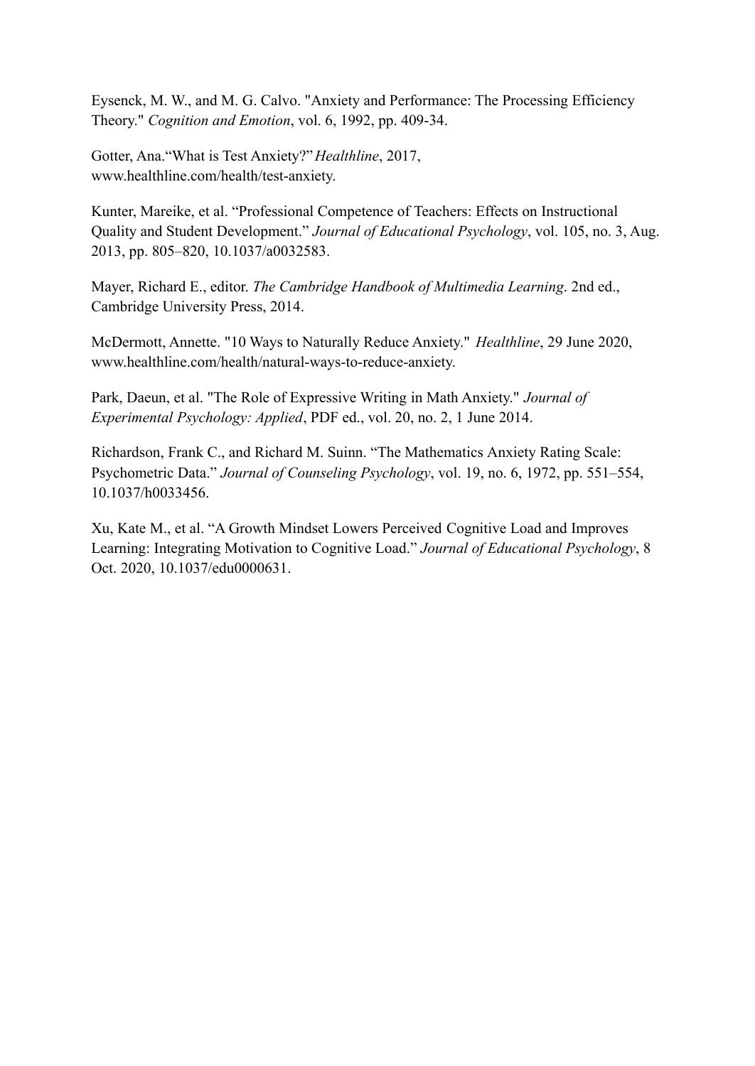Eysenck, M. W., and M. G. Calvo. "Anxiety and Performance: The Processing Efficiency Theory." *Cognition and Emotion*, vol. 6, 1992, pp. 409-34.

Gotter, Ana."What is Test Anxiety?" *Healthline*, 2017, www.healthline.com/health/test-anxiety.

Kunter, Mareike, et al. "Professional Competence of Teachers: Effects on Instructional Quality and Student Development." *Journal of Educational Psychology*, vol. 105, no. 3, Aug. 2013, pp. 805–820, 10.1037/a0032583.

Mayer, Richard E., editor. *The Cambridge Handbook of Multimedia Learning*. 2nd ed., Cambridge University Press, 2014.

McDermott, Annette. "10 Ways to Naturally Reduce Anxiety." *Healthline*, 29 June 2020, www.healthline.com/health/natural-ways-to-reduce-anxiety.

Park, Daeun, et al. "The Role of Expressive Writing in Math Anxiety." *Journal of Experimental Psychology: Applied*, PDF ed., vol. 20, no. 2, 1 June 2014.

Richardson, Frank C., and Richard M. Suinn. "The Mathematics Anxiety Rating Scale: Psychometric Data." *Journal of Counseling Psychology*, vol. 19, no. 6, 1972, pp. 551–554, 10.1037/h0033456.

Xu, Kate M., et al. "A Growth Mindset Lowers Perceived Cognitive Load and Improves Learning: Integrating Motivation to Cognitive Load." *Journal of Educational Psychology*, 8 Oct. 2020, 10.1037/edu0000631.